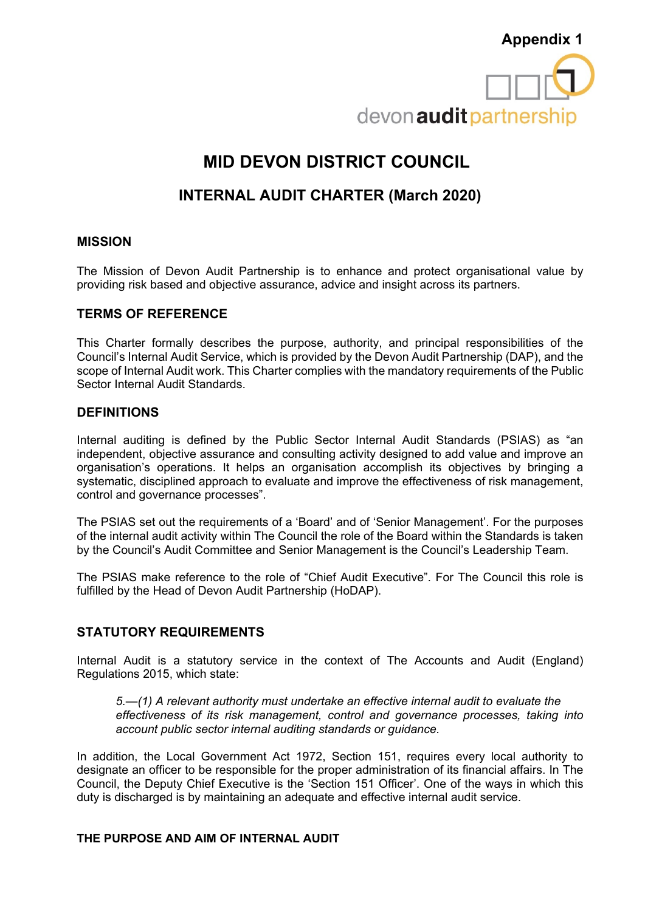Appendix 1

devon audit partnership

# MID DEVON DISTRICT COUNCIL

## INTERNAL AUDIT CHARTER (March 2020)

### MISSION

The Mission of Devon Audit Partnership is to enhance and protect organisational value by providing risk based and objective assurance, advice and insight across its partners.

### TERMS OF REFERENCE

This Charter formally describes the purpose, authority, and principal responsibilities of the Council's Internal Audit Service, which is provided by the Devon Audit Partnership (DAP), and the scope of Internal Audit work. This Charter complies with the mandatory requirements of the Public Sector Internal Audit Standards.

### DEFINITIONS

Internal auditing is defined by the Public Sector Internal Audit Standards (PSIAS) as "an independent, objective assurance and consulting activity designed to add value and improve an organisation's operations. It helps an organisation accomplish its objectives by bringing a systematic, disciplined approach to evaluate and improve the effectiveness of risk management, control and governance processes".

The PSIAS set out the requirements of a 'Board' and of 'Senior Management'. For the purposes of the internal audit activity within The Council the role of the Board within the Standards is taken by the Council's Audit Committee and Senior Management is the Council's Leadership Team.

The PSIAS make reference to the role of "Chief Audit Executive". For The Council this role is fulfilled by the Head of Devon Audit Partnership (HoDAP).

### STATUTORY REQUIREMENTS

Internal Audit is a statutory service in the context of The Accounts and Audit (England) Regulations 2015, which state:

> *5.—(1) A relevant authority must undertake an effective internal audit to evaluate the effectiveness of its risk management, control and governance processes, taking into account public sector internal auditing standards or guidance.*

In addition, the Local Government Act 1972, Section 151, requires every local authority to designate an officer to be responsible for the proper administration of its financial affairs. In The Council, the Deputy Chief Executive is the 'Section 151 Officer'. One of the ways in which this duty is discharged is by maintaining an adequate and effective internal audit service.

### THE PURPOSE AND AIM OF INTERNAL AUDIT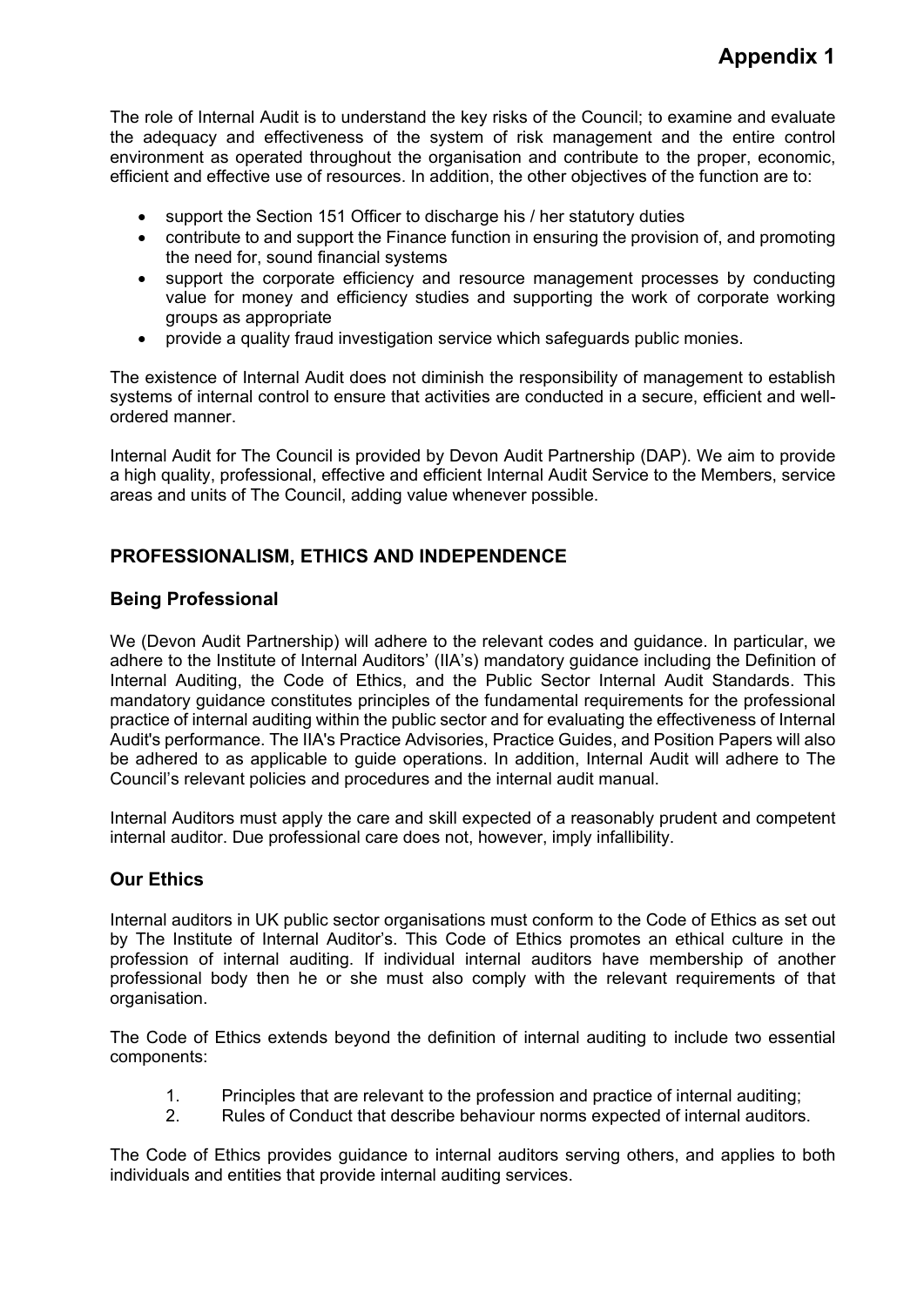**Appendix 1**

The role of Internal Audit is to understand the key risks of the Council; to examine and evaluate the adequacy and effectiveness of the system of risk management and the entire control environment as operated throughout the organisation and contribute to the proper, economic, efficient and effective use of resources. In addition, the other objectives of the function are to:

- support the Section 151 Officer to discharge his / her statutory duties
- contribute to and support the Finance function in ensuring the provision of, and promoting the need for, sound financial systems
- support the corporate efficiency and resource management processes by conducting value for money and efficiency studies and supporting the work of corporate working groups as appropriate
- provide a quality fraud investigation service which safeguards public monies.

The existence of Internal Audit does not diminish the responsibility of management to establish systems of internal control to ensure that activities are conducted in a secure, efficient and well-ordered manner.

Internal Audit for The Council is provided by Devon Audit Partnership (DAP). We aim to provide a high quality, professional, effective and efficient Internal Audit Service to the Members, service areas and units of The Council, adding value whenever possible.

## PROFESSIONALISM, ETHICS AND INDEPENDENCE

### Being Professional

We (Devon Audit Partnership) will adhere to the relevant codes and guidance. In particular, we adhere to the Institute of Internal Auditors' (IIA's) mandatory guidance including the Definition of Internal Auditing, the Code of Ethics, and the Public Sector Internal Audit Standards. This mandatory guidance constitutes principles of the fundamental requirements for the professional practice of internal auditing within the public sector and for evaluating the effectiveness of Internal Audit's performance. The IIA's Practice Advisories, Practice Guides, and Position Papers will also be adhered to as applicable to guide operations. In addition, Internal Audit will adhere to The Council's relevant policies and procedures and the internal audit manual.

Internal Auditors must apply the care and skill expected of a reasonably prudent and competent internal auditor. Due professional care does not, however, imply infallibility.

### Our Ethics

Internal auditors in UK public sector organisations must conform to the Code of Ethics as set out by The Institute of Internal Auditor's. This Code of Ethics promotes an ethical culture in the profession of internal auditing. If individual internal auditors have membership of another professional body then he or she must also comply with the relevant requirements of that organisation.

The Code of Ethics extends beyond the definition of internal auditing to include two essential components:

1. Principles that are relevant to the profession and practice of internal auditing;
2. Rules of Conduct that describe behaviour norms expected of internal auditors.

The Code of Ethics provides guidance to internal auditors serving others, and applies to both individuals and entities that provide internal auditing services.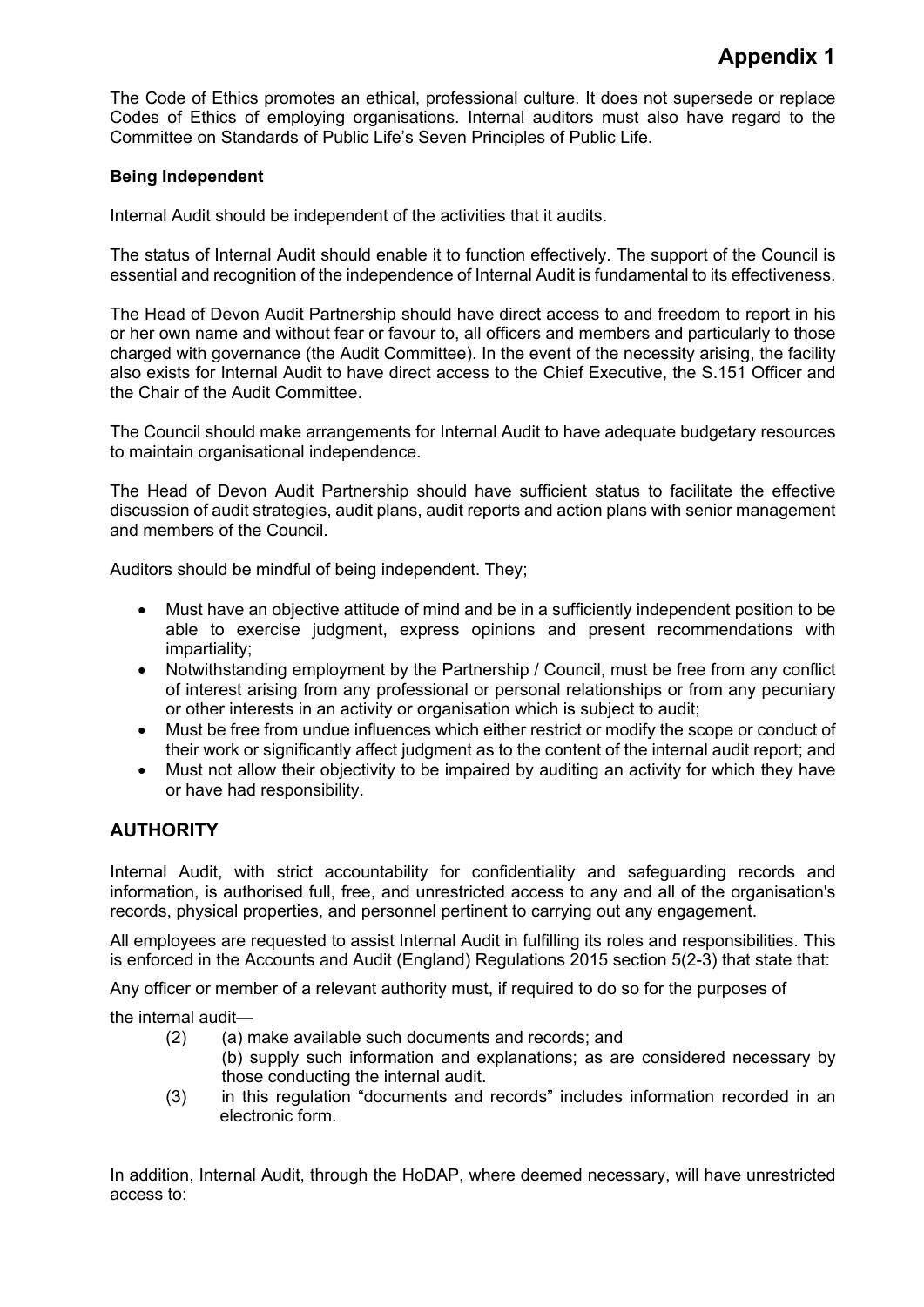# Appendix 1

The Code of Ethics promotes an ethical, professional culture. It does not supersede or replace Codes of Ethics of employing organisations. Internal auditors must also have regard to the Committee on Standards of Public Life's Seven Principles of Public Life.

**Being Independent**

Internal Audit should be independent of the activities that it audits.

The status of Internal Audit should enable it to function effectively. The support of the Council is essential and recognition of the independence of Internal Audit is fundamental to its effectiveness.

The Head of Devon Audit Partnership should have direct access to and freedom to report in his or her own name and without fear or favour to, all officers and members and particularly to those charged with governance (the Audit Committee). In the event of the necessity arising, the facility also exists for Internal Audit to have direct access to the Chief Executive, the S.151 Officer and the Chair of the Audit Committee.

The Council should make arrangements for Internal Audit to have adequate budgetary resources to maintain organisational independence.

The Head of Devon Audit Partnership should have sufficient status to facilitate the effective discussion of audit strategies, audit plans, audit reports and action plans with senior management and members of the Council.

Auditors should be mindful of being independent. They;

- Must have an objective attitude of mind and be in a sufficiently independent position to be able to exercise judgment, express opinions and present recommendations with impartiality;
- Notwithstanding employment by the Partnership / Council, must be free from any conflict of interest arising from any professional or personal relationships or from any pecuniary or other interests in an activity or organisation which is subject to audit;
- Must be free from undue influences which either restrict or modify the scope or conduct of their work or significantly affect judgment as to the content of the internal audit report; and
- Must not allow their objectivity to be impaired by auditing an activity for which they have or have had responsibility.

## AUTHORITY

Internal Audit, with strict accountability for confidentiality and safeguarding records and information, is authorised full, free, and unrestricted access to any and all of the organisation's records, physical properties, and personnel pertinent to carrying out any engagement.

All employees are requested to assist Internal Audit in fulfilling its roles and responsibilities. This is enforced in the Accounts and Audit (England) Regulations 2015 section 5(2-3) that state that:

Any officer or member of a relevant authority must, if required to do so for the purposes of the internal audit—

(2) (a) make available such documents and records; and
(b) supply such information and explanations; as are considered necessary by those conducting the internal audit.

(3) in this regulation "documents and records" includes information recorded in an electronic form.

In addition, Internal Audit, through the HoDAP, where deemed necessary, will have unrestricted access to: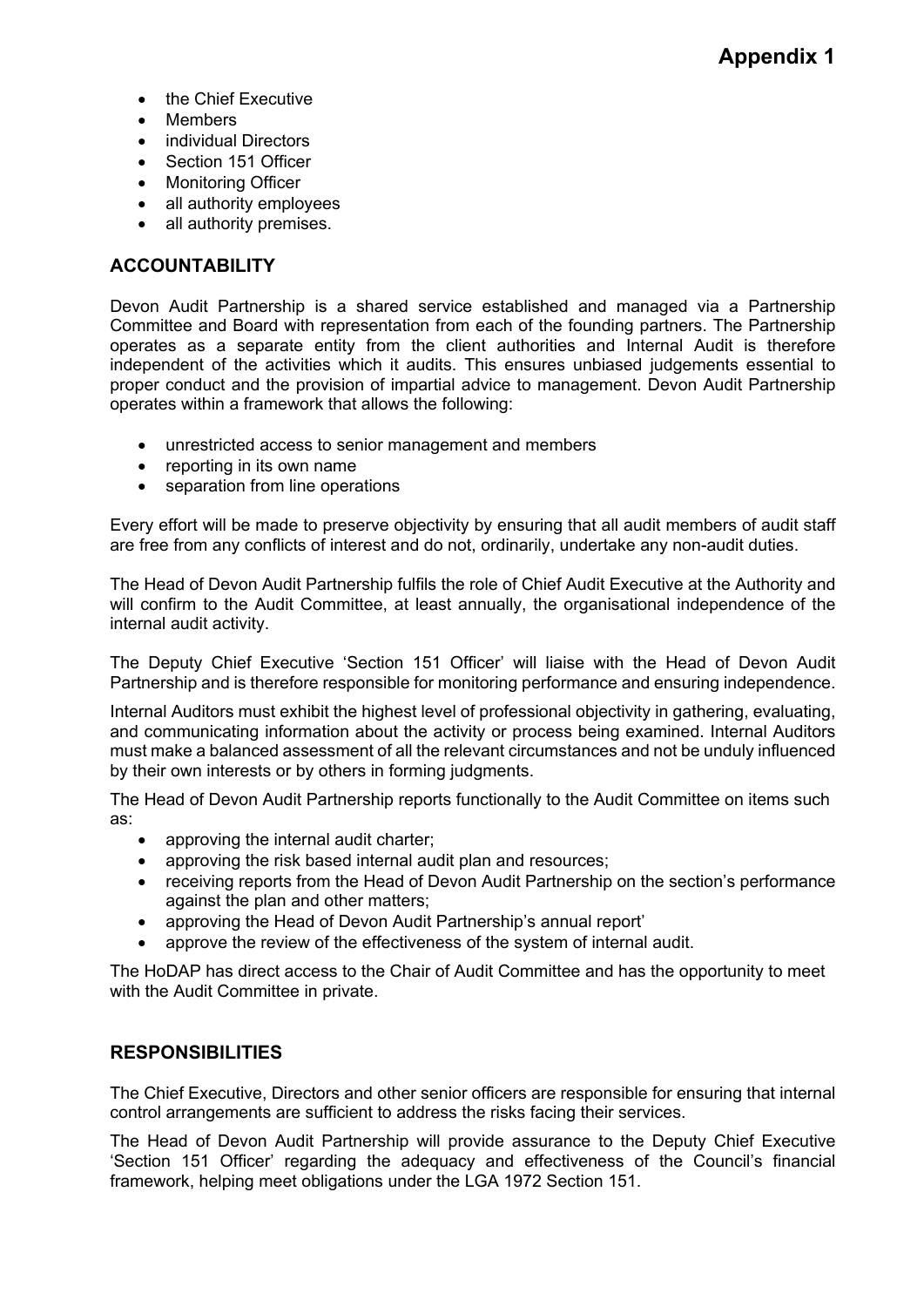- the Chief Executive
- Members
- individual Directors
- Section 151 Officer
- Monitoring Officer
- all authority employees
- all authority premises.

## ACCOUNTABILITY

Devon Audit Partnership is a shared service established and managed via a Partnership Committee and Board with representation from each of the founding partners. The Partnership operates as a separate entity from the client authorities and Internal Audit is therefore independent of the activities which it audits. This ensures unbiased judgements essential to proper conduct and the provision of impartial advice to management. Devon Audit Partnership operates within a framework that allows the following:

- unrestricted access to senior management and members
- reporting in its own name
- separation from line operations

Every effort will be made to preserve objectivity by ensuring that all audit members of audit staff are free from any conflicts of interest and do not, ordinarily, undertake any non-audit duties.

The Head of Devon Audit Partnership fulfils the role of Chief Audit Executive at the Authority and will confirm to the Audit Committee, at least annually, the organisational independence of the internal audit activity.

The Deputy Chief Executive 'Section 151 Officer' will liaise with the Head of Devon Audit Partnership and is therefore responsible for monitoring performance and ensuring independence.

Internal Auditors must exhibit the highest level of professional objectivity in gathering, evaluating, and communicating information about the activity or process being examined. Internal Auditors must make a balanced assessment of all the relevant circumstances and not be unduly influenced by their own interests or by others in forming judgments.

The Head of Devon Audit Partnership reports functionally to the Audit Committee on items such as:

- approving the internal audit charter;
- approving the risk based internal audit plan and resources;
- receiving reports from the Head of Devon Audit Partnership on the section's performance against the plan and other matters;
- approving the Head of Devon Audit Partnership's annual report'
- approve the review of the effectiveness of the system of internal audit.

The HoDAP has direct access to the Chair of Audit Committee and has the opportunity to meet with the Audit Committee in private.

## RESPONSIBILITIES

The Chief Executive, Directors and other senior officers are responsible for ensuring that internal control arrangements are sufficient to address the risks facing their services.

The Head of Devon Audit Partnership will provide assurance to the Deputy Chief Executive 'Section 151 Officer' regarding the adequacy and effectiveness of the Council's financial framework, helping meet obligations under the LGA 1972 Section 151.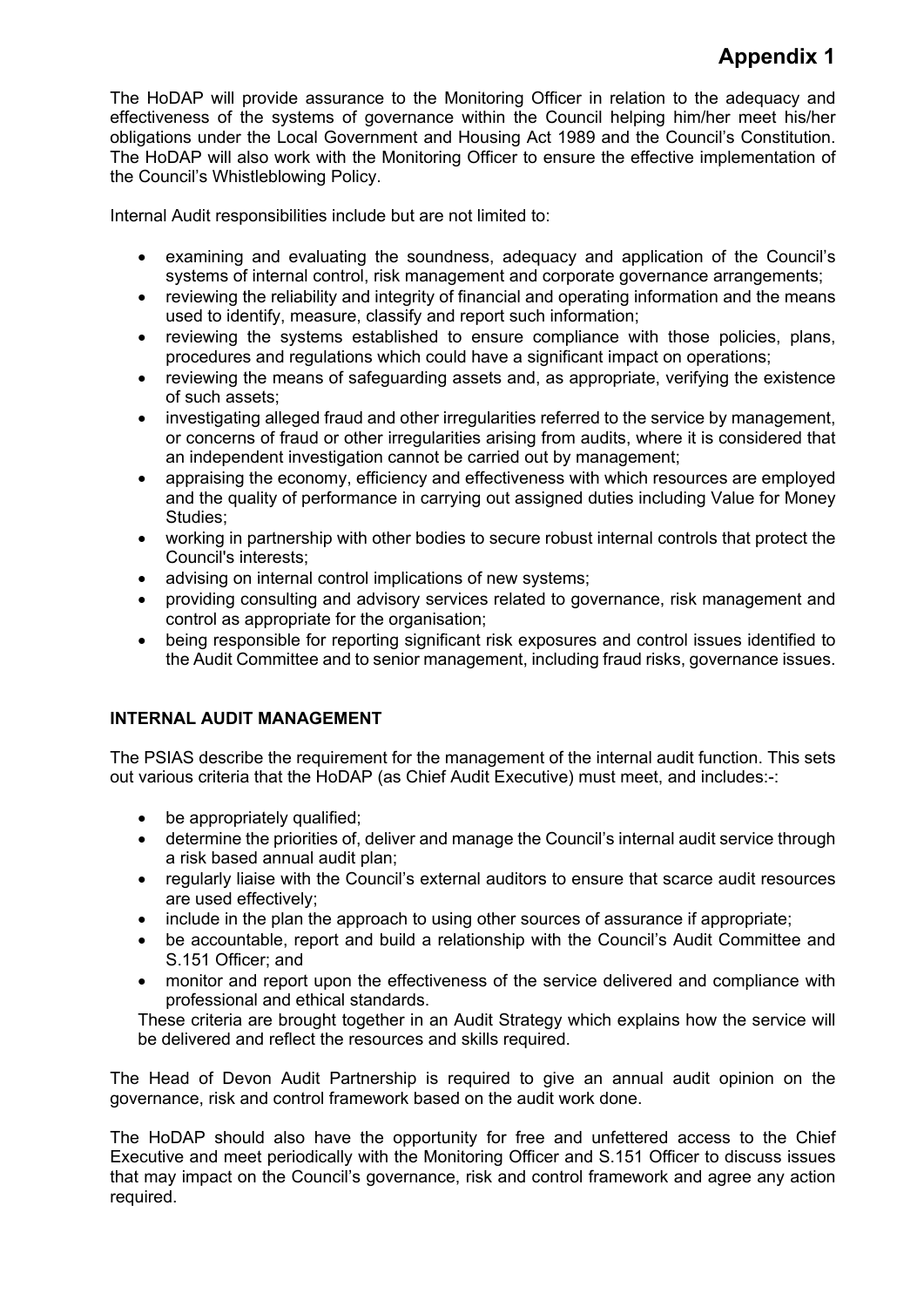# Appendix 1

The HoDAP will provide assurance to the Monitoring Officer in relation to the adequacy and effectiveness of the systems of governance within the Council helping him/her meet his/her obligations under the Local Government and Housing Act 1989 and the Council's Constitution. The HoDAP will also work with the Monitoring Officer to ensure the effective implementation of the Council's Whistleblowing Policy.

Internal Audit responsibilities include but are not limited to:

- examining and evaluating the soundness, adequacy and application of the Council's systems of internal control, risk management and corporate governance arrangements;
- reviewing the reliability and integrity of financial and operating information and the means used to identify, measure, classify and report such information;
- reviewing the systems established to ensure compliance with those policies, plans, procedures and regulations which could have a significant impact on operations;
- reviewing the means of safeguarding assets and, as appropriate, verifying the existence of such assets;
- investigating alleged fraud and other irregularities referred to the service by management, or concerns of fraud or other irregularities arising from audits, where it is considered that an independent investigation cannot be carried out by management;
- appraising the economy, efficiency and effectiveness with which resources are employed and the quality of performance in carrying out assigned duties including Value for Money Studies;
- working in partnership with other bodies to secure robust internal controls that protect the Council's interests;
- advising on internal control implications of new systems;
- providing consulting and advisory services related to governance, risk management and control as appropriate for the organisation;
- being responsible for reporting significant risk exposures and control issues identified to the Audit Committee and to senior management, including fraud risks, governance issues.

## INTERNAL AUDIT MANAGEMENT

The PSIAS describe the requirement for the management of the internal audit function. This sets out various criteria that the HoDAP (as Chief Audit Executive) must meet, and includes:-:

- be appropriately qualified;
- determine the priorities of, deliver and manage the Council's internal audit service through a risk based annual audit plan;
- regularly liaise with the Council's external auditors to ensure that scarce audit resources are used effectively;
- include in the plan the approach to using other sources of assurance if appropriate;
- be accountable, report and build a relationship with the Council's Audit Committee and S.151 Officer; and
- monitor and report upon the effectiveness of the service delivered and compliance with professional and ethical standards.

These criteria are brought together in an Audit Strategy which explains how the service will be delivered and reflect the resources and skills required.

The Head of Devon Audit Partnership is required to give an annual audit opinion on the governance, risk and control framework based on the audit work done.

The HoDAP should also have the opportunity for free and unfettered access to the Chief Executive and meet periodically with the Monitoring Officer and S.151 Officer to discuss issues that may impact on the Council's governance, risk and control framework and agree any action required.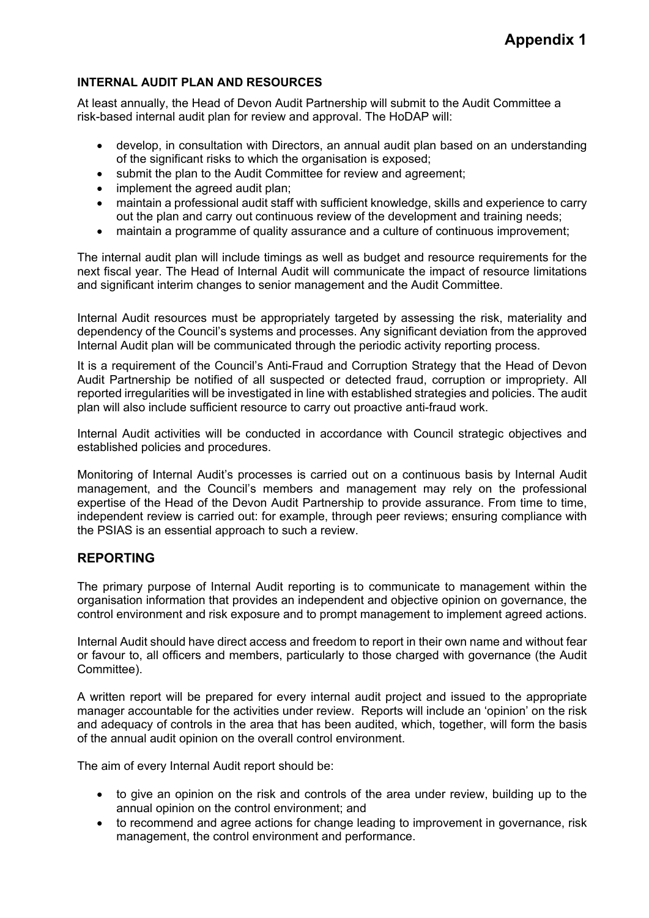**Appendix 1**

**INTERNAL AUDIT PLAN AND RESOURCES**

At least annually, the Head of Devon Audit Partnership will submit to the Audit Committee a risk-based internal audit plan for review and approval. The HoDAP will:

- develop, in consultation with Directors, an annual audit plan based on an understanding of the significant risks to which the organisation is exposed;
- submit the plan to the Audit Committee for review and agreement;
- implement the agreed audit plan;
- maintain a professional audit staff with sufficient knowledge, skills and experience to carry out the plan and carry out continuous review of the development and training needs;
- maintain a programme of quality assurance and a culture of continuous improvement;

The internal audit plan will include timings as well as budget and resource requirements for the next fiscal year. The Head of Internal Audit will communicate the impact of resource limitations and significant interim changes to senior management and the Audit Committee.

Internal Audit resources must be appropriately targeted by assessing the risk, materiality and dependency of the Council's systems and processes. Any significant deviation from the approved Internal Audit plan will be communicated through the periodic activity reporting process.

It is a requirement of the Council's Anti-Fraud and Corruption Strategy that the Head of Devon Audit Partnership be notified of all suspected or detected fraud, corruption or impropriety. All reported irregularities will be investigated in line with established strategies and policies. The audit plan will also include sufficient resource to carry out proactive anti-fraud work.

Internal Audit activities will be conducted in accordance with Council strategic objectives and established policies and procedures.

Monitoring of Internal Audit's processes is carried out on a continuous basis by Internal Audit management, and the Council's members and management may rely on the professional expertise of the Head of the Devon Audit Partnership to provide assurance. From time to time, independent review is carried out: for example, through peer reviews; ensuring compliance with the PSIAS is an essential approach to such a review.

## REPORTING

The primary purpose of Internal Audit reporting is to communicate to management within the organisation information that provides an independent and objective opinion on governance, the control environment and risk exposure and to prompt management to implement agreed actions.

Internal Audit should have direct access and freedom to report in their own name and without fear or favour to, all officers and members, particularly to those charged with governance (the Audit Committee).

A written report will be prepared for every internal audit project and issued to the appropriate manager accountable for the activities under review. Reports will include an 'opinion' on the risk and adequacy of controls in the area that has been audited, which, together, will form the basis of the annual audit opinion on the overall control environment.

The aim of every Internal Audit report should be:

- to give an opinion on the risk and controls of the area under review, building up to the annual opinion on the control environment; and
- to recommend and agree actions for change leading to improvement in governance, risk management, the control environment and performance.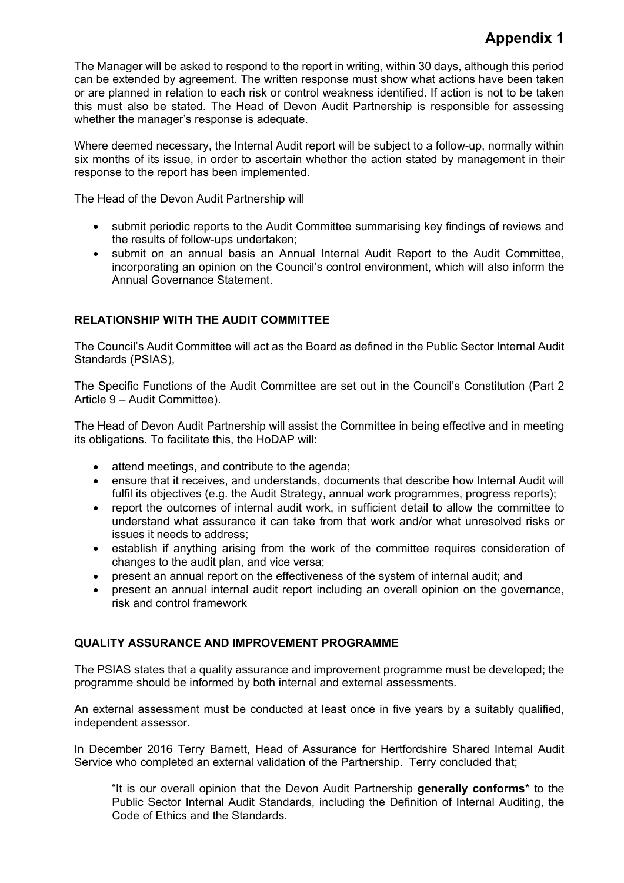The Manager will be asked to respond to the report in writing, within 30 days, although this period can be extended by agreement. The written response must show what actions have been taken or are planned in relation to each risk or control weakness identified. If action is not to be taken this must also be stated. The Head of Devon Audit Partnership is responsible for assessing whether the manager's response is adequate.

Where deemed necessary, the Internal Audit report will be subject to a follow-up, normally within six months of its issue, in order to ascertain whether the action stated by management in their response to the report has been implemented.

The Head of the Devon Audit Partnership will

- submit periodic reports to the Audit Committee summarising key findings of reviews and the results of follow-ups undertaken;
- submit on an annual basis an Annual Internal Audit Report to the Audit Committee, incorporating an opinion on the Council's control environment, which will also inform the Annual Governance Statement.

**RELATIONSHIP WITH THE AUDIT COMMITTEE**

The Council's Audit Committee will act as the Board as defined in the Public Sector Internal Audit Standards (PSIAS),

The Specific Functions of the Audit Committee are set out in the Council's Constitution (Part 2 Article 9 – Audit Committee).

The Head of Devon Audit Partnership will assist the Committee in being effective and in meeting its obligations. To facilitate this, the HoDAP will:

- attend meetings, and contribute to the agenda;
- ensure that it receives, and understands, documents that describe how Internal Audit will fulfil its objectives (e.g. the Audit Strategy, annual work programmes, progress reports);
- report the outcomes of internal audit work, in sufficient detail to allow the committee to understand what assurance it can take from that work and/or what unresolved risks or issues it needs to address;
- establish if anything arising from the work of the committee requires consideration of changes to the audit plan, and vice versa;
- present an annual report on the effectiveness of the system of internal audit; and
- present an annual internal audit report including an overall opinion on the governance, risk and control framework

**QUALITY ASSURANCE AND IMPROVEMENT PROGRAMME**

The PSIAS states that a quality assurance and improvement programme must be developed; the programme should be informed by both internal and external assessments.

An external assessment must be conducted at least once in five years by a suitably qualified, independent assessor.

In December 2016 Terry Barnett, Head of Assurance for Hertfordshire Shared Internal Audit Service who completed an external validation of the Partnership. Terry concluded that;

> "It is our overall opinion that the Devon Audit Partnership **generally conforms*** to the Public Sector Internal Audit Standards, including the Definition of Internal Auditing, the Code of Ethics and the Standards.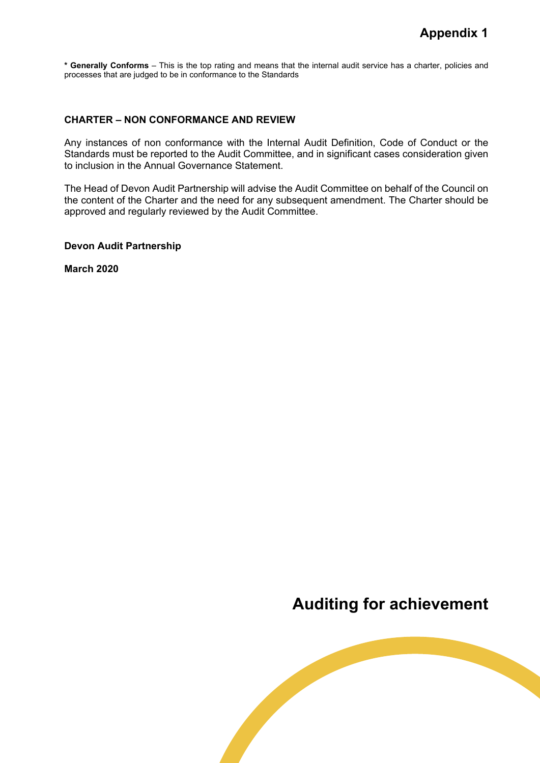**Appendix 1**

**\* Generally Conforms** – This is the top rating and means that the internal audit service has a charter, policies and processes that are judged to be in conformance to the Standards

**CHARTER – NON CONFORMANCE AND REVIEW**

Any instances of non conformance with the Internal Audit Definition, Code of Conduct or the Standards must be reported to the Audit Committee, and in significant cases consideration given to inclusion in the Annual Governance Statement.

The Head of Devon Audit Partnership will advise the Audit Committee on behalf of the Council on the content of the Charter and the need for any subsequent amendment. The Charter should be approved and regularly reviewed by the Audit Committee.

**Devon Audit Partnership**

**March 2020**

**Auditing for achievement**